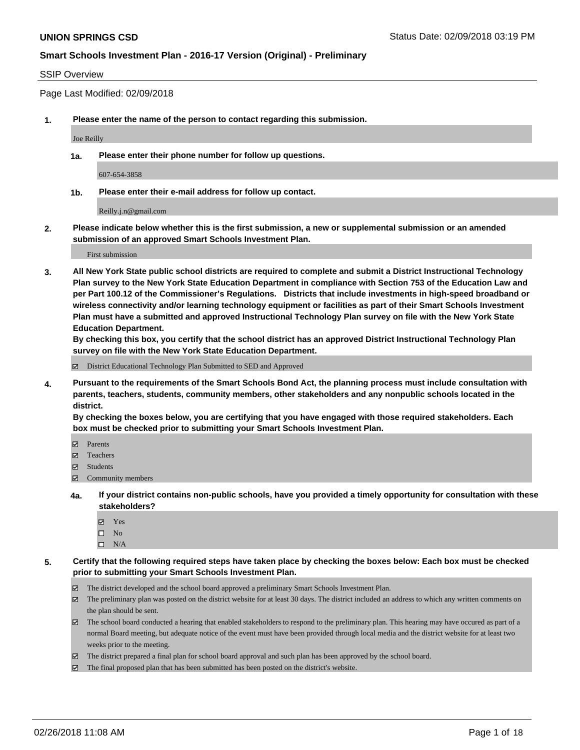**UNION SPRINGS CSD** Status Date: 02/09/2018 03:19 PM

**Smart Schools Investment Plan - 2016-17 Version (Original) - Preliminary**

SSIP Overview

Page Last Modified: 02/09/2018

**1. Please enter the name of the person to contact regarding this submission.**

Joe Reilly

**1a. Please enter their phone number for follow up questions.**

607-654-3858

**1b. Please enter their e-mail address for follow up contact.**

Reilly.j.n@gmail.com

**2. Please indicate below whether this is the first submission, a new or supplemental submission or an amended submission of an approved Smart Schools Investment Plan.**

First submission

**3. All New York State public school districts are required to complete and submit a District Instructional Technology Plan survey to the New York State Education Department in compliance with Section 753 of the Education Law and per Part 100.12 of the Commissioner's Regulations. Districts that include investments in high-speed broadband or wireless connectivity and/or learning technology equipment or facilities as part of their Smart Schools Investment Plan must have a submitted and approved Instructional Technology Plan survey on file with the New York State Education Department.**
**By checking this box, you certify that the school district has an approved District Instructional Technology Plan survey on file with the New York State Education Department.**

☑ District Educational Technology Plan Submitted to SED and Approved

**4. Pursuant to the requirements of the Smart Schools Bond Act, the planning process must include consultation with parents, teachers, students, community members, other stakeholders and any nonpublic schools located in the district.**
**By checking the boxes below, you are certifying that you have engaged with those required stakeholders. Each box must be checked prior to submitting your Smart Schools Investment Plan.**

☑ Parents
☑ Teachers
☑ Students
☑ Community members

**4a. If your district contains non-public schools, have you provided a timely opportunity for consultation with these stakeholders?**

☑ Yes
☐ No
☐ N/A

**5. Certify that the following required steps have taken place by checking the boxes below: Each box must be checked prior to submitting your Smart Schools Investment Plan.**

☑ The district developed and the school board approved a preliminary Smart Schools Investment Plan.
☑ The preliminary plan was posted on the district website for at least 30 days. The district included an address to which any written comments on the plan should be sent.
☑ The school board conducted a hearing that enabled stakeholders to respond to the preliminary plan. This hearing may have occured as part of a normal Board meeting, but adequate notice of the event must have been provided through local media and the district website for at least two weeks prior to the meeting.
☑ The district prepared a final plan for school board approval and such plan has been approved by the school board.
☑ The final proposed plan that has been submitted has been posted on the district's website.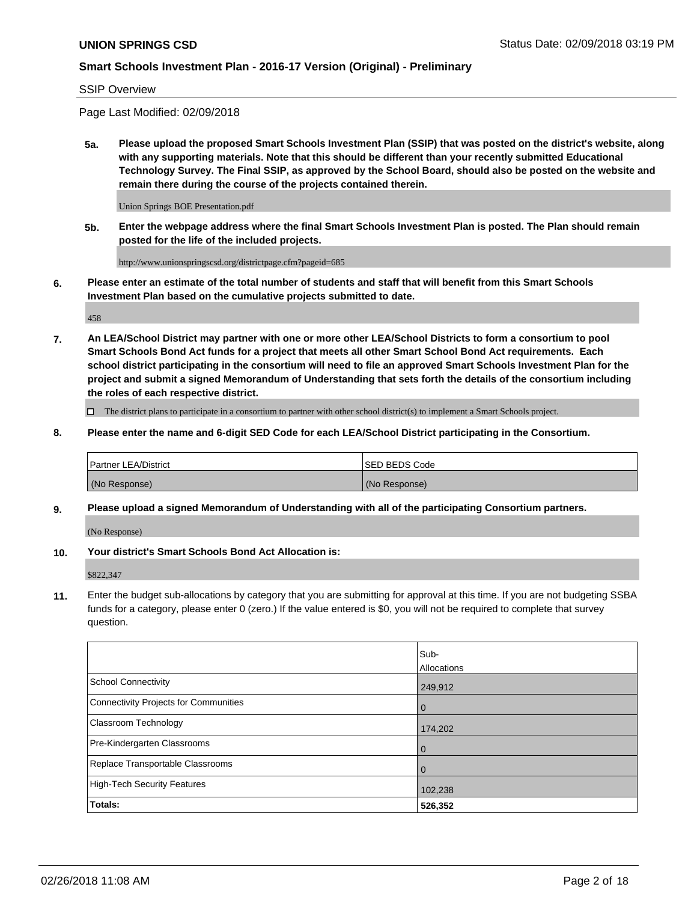SSIP Overview

Page Last Modified: 02/09/2018

**5a. Please upload the proposed Smart Schools Investment Plan (SSIP) that was posted on the district's website, along with any supporting materials. Note that this should be different than your recently submitted Educational Technology Survey. The Final SSIP, as approved by the School Board, should also be posted on the website and remain there during the course of the projects contained therein.**

Union Springs BOE Presentation.pdf

**5b. Enter the webpage address where the final Smart Schools Investment Plan is posted. The Plan should remain posted for the life of the included projects.**

http://www.unionspringscsd.org/districtpage.cfm?pageid=685

**6. Please enter an estimate of the total number of students and staff that will benefit from this Smart Schools Investment Plan based on the cumulative projects submitted to date.**

458

**7. An LEA/School District may partner with one or more other LEA/School Districts to form a consortium to pool Smart Schools Bond Act funds for a project that meets all other Smart School Bond Act requirements. Each school district participating in the consortium will need to file an approved Smart Schools Investment Plan for the project and submit a signed Memorandum of Understanding that sets forth the details of the consortium including the roles of each respective district.**

☐ The district plans to participate in a consortium to partner with other school district(s) to implement a Smart Schools project.

**8. Please enter the name and 6-digit SED Code for each LEA/School District participating in the Consortium.**

| Partner LEA/District | SED BEDS Code |
|---|---|
| (No Response) | (No Response) |

**9. Please upload a signed Memorandum of Understanding with all of the participating Consortium partners.**

(No Response)

**10. Your district's Smart Schools Bond Act Allocation is:**

$822,347

**11.** Enter the budget sub-allocations by category that you are submitting for approval at this time. If you are not budgeting SSBA funds for a category, please enter 0 (zero.) If the value entered is $0, you will not be required to complete that survey question.

| | Sub-Allocations |
|---|---|
| School Connectivity | 249,912 |
| Connectivity Projects for Communities | 0 |
| Classroom Technology | 174,202 |
| Pre-Kindergarten Classrooms | 0 |
| Replace Transportable Classrooms | 0 |
| High-Tech Security Features | 102,238 |
| **Totals:** | **526,352** |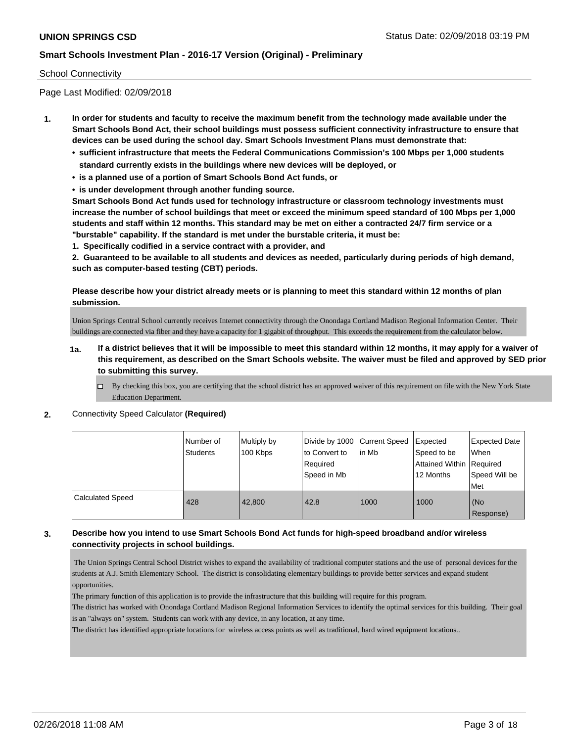School Connectivity

Page Last Modified: 02/09/2018

1. **In order for students and faculty to receive the maximum benefit from the technology made available under the Smart Schools Bond Act, their school buildings must possess sufficient connectivity infrastructure to ensure that devices can be used during the school day. Smart Schools Investment Plans must demonstrate that:**
   - **sufficient infrastructure that meets the Federal Communications Commission's 100 Mbps per 1,000 students standard currently exists in the buildings where new devices will be deployed, or**
   - **is a planned use of a portion of Smart Schools Bond Act funds, or**
   - **is under development through another funding source.**

   **Smart Schools Bond Act funds used for technology infrastructure or classroom technology investments must increase the number of school buildings that meet or exceed the minimum speed standard of 100 Mbps per 1,000 students and staff within 12 months. This standard may be met on either a contracted 24/7 firm service or a "burstable" capability. If the standard is met under the burstable criteria, it must be:**

   **1. Specifically codified in a service contract with a provider, and**

   **2. Guaranteed to be available to all students and devices as needed, particularly during periods of high demand, such as computer-based testing (CBT) periods.**

   **Please describe how your district already meets or is planning to meet this standard within 12 months of plan submission.**

   Union Springs Central School currently receives Internet connectivity through the Onondaga Cortland Madison Regional Information Center. Their buildings are connected via fiber and they have a capacity for 1 gigabit of throughput. This exceeds the requirement from the calculator below.

   **1a. If a district believes that it will be impossible to meet this standard within 12 months, it may apply for a waiver of this requirement, as described on the Smart Schools website. The waiver must be filed and approved by SED prior to submitting this survey.**

   ☐ By checking this box, you are certifying that the school district has an approved waiver of this requirement on file with the New York State Education Department.

2. Connectivity Speed Calculator **(Required)**

| | Number of Students | Multiply by 100 Kbps | Divide by 1000 to Convert to Required Speed in Mb | Current Speed in Mb | Expected Speed to be Attained Within 12 Months | Expected Date When Required Speed Will be Met |
|---|---|---|---|---|---|---|
| Calculated Speed | 428 | 42,800 | 42.8 | 1000 | 1000 | (No Response) |

3. **Describe how you intend to use Smart Schools Bond Act funds for high-speed broadband and/or wireless connectivity projects in school buildings.**

   The Union Springs Central School District wishes to expand the availability of traditional computer stations and the use of personal devices for the students at A.J. Smith Elementary School. The district is consolidating elementary buildings to provide better services and expand student opportunities.

   The primary function of this application is to provide the infrastructure that this building will require for this program.

   The district has worked with Onondaga Cortland Madison Regional Information Services to identify the optimal services for this building. Their goal is an "always on" system. Students can work with any device, in any location, at any time.

   The district has identified appropriate locations for wireless access points as well as traditional, hard wired equipment locations..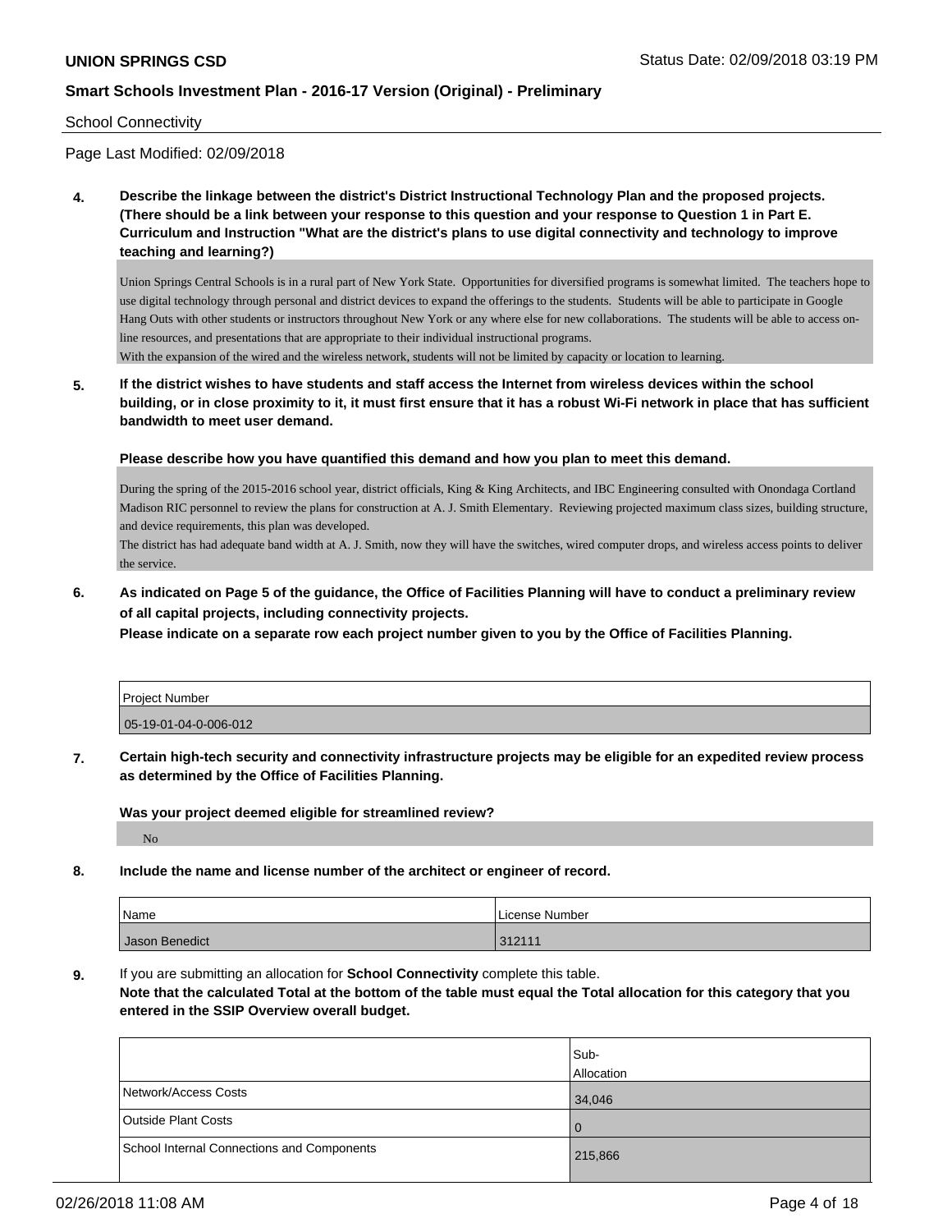School Connectivity

Page Last Modified: 02/09/2018

**4. Describe the linkage between the district's District Instructional Technology Plan and the proposed projects. (There should be a link between your response to this question and your response to Question 1 in Part E. Curriculum and Instruction "What are the district's plans to use digital connectivity and technology to improve teaching and learning?)**

Union Springs Central Schools is in a rural part of New York State. Opportunities for diversified programs is somewhat limited. The teachers hope to use digital technology through personal and district devices to expand the offerings to the students. Students will be able to participate in Google Hang Outs with other students or instructors throughout New York or any where else for new collaborations. The students will be able to access on-line resources, and presentations that are appropriate to their individual instructional programs.
With the expansion of the wired and the wireless network, students will not be limited by capacity or location to learning.

**5. If the district wishes to have students and staff access the Internet from wireless devices within the school building, or in close proximity to it, it must first ensure that it has a robust Wi-Fi network in place that has sufficient bandwidth to meet user demand.**

**Please describe how you have quantified this demand and how you plan to meet this demand.**

During the spring of the 2015-2016 school year, district officials, King & King Architects, and IBC Engineering consulted with Onondaga Cortland Madison RIC personnel to review the plans for construction at A. J. Smith Elementary. Reviewing projected maximum class sizes, building structure, and device requirements, this plan was developed.
The district has had adequate band width at A. J. Smith, now they will have the switches, wired computer drops, and wireless access points to deliver the service.

**6. As indicated on Page 5 of the guidance, the Office of Facilities Planning will have to conduct a preliminary review of all capital projects, including connectivity projects.**
**Please indicate on a separate row each project number given to you by the Office of Facilities Planning.**

| Project Number |
|---|
| 05-19-01-04-0-006-012 |

**7. Certain high-tech security and connectivity infrastructure projects may be eligible for an expedited review process as determined by the Office of Facilities Planning.**

**Was your project deemed eligible for streamlined review?**

No

**8. Include the name and license number of the architect or engineer of record.**

| Name | License Number |
|---|---|
| Jason Benedict | 312111 |

**9.** If you are submitting an allocation for **School Connectivity** complete this table.
**Note that the calculated Total at the bottom of the table must equal the Total allocation for this category that you entered in the SSIP Overview overall budget.**

| | Sub-Allocation |
|---|---|
| Network/Access Costs | 34,046 |
| Outside Plant Costs | 0 |
| School Internal Connections and Components | 215,866 |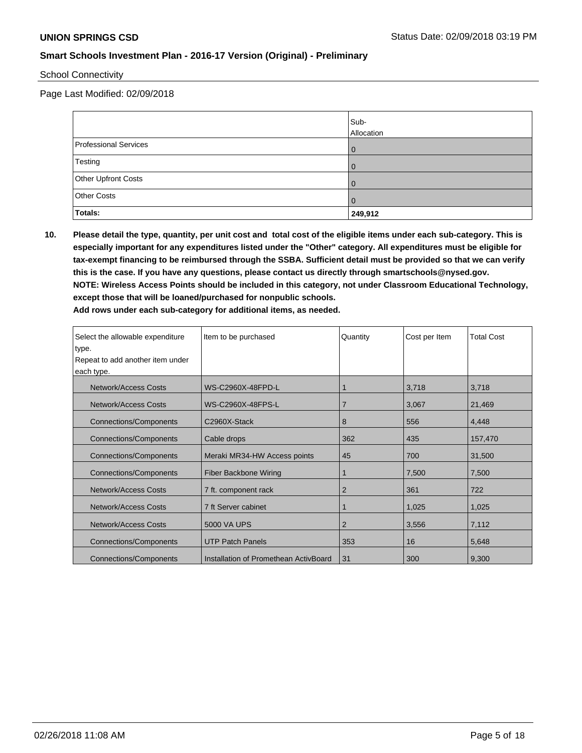School Connectivity

Page Last Modified: 02/09/2018

| | Sub-Allocation |
|---|---|
| Professional Services | 0 |
| Testing | 0 |
| Other Upfront Costs | 0 |
| Other Costs | 0 |
| **Totals:** | **249,912** |

**10. Please detail the type, quantity, per unit cost and total cost of the eligible items under each sub-category. This is especially important for any expenditures listed under the "Other" category. All expenditures must be eligible for tax-exempt financing to be reimbursed through the SSBA. Sufficient detail must be provided so that we can verify this is the case. If you have any questions, please contact us directly through smartschools@nysed.gov.**
**NOTE: Wireless Access Points should be included in this category, not under Classroom Educational Technology, except those that will be loaned/purchased for nonpublic schools.**
**Add rows under each sub-category for additional items, as needed.**

| Select the allowable expenditure type. Repeat to add another item under each type. | Item to be purchased | Quantity | Cost per Item | Total Cost |
|---|---|---|---|---|
| Network/Access Costs | WS-C2960X-48FPD-L | 1 | 3,718 | 3,718 |
| Network/Access Costs | WS-C2960X-48FPS-L | 7 | 3,067 | 21,469 |
| Connections/Components | C2960X-Stack | 8 | 556 | 4,448 |
| Connections/Components | Cable drops | 362 | 435 | 157,470 |
| Connections/Components | Meraki MR34-HW Access points | 45 | 700 | 31,500 |
| Connections/Components | Fiber Backbone Wiring | 1 | 7,500 | 7,500 |
| Network/Access Costs | 7 ft. component rack | 2 | 361 | 722 |
| Network/Access Costs | 7 ft Server cabinet | 1 | 1,025 | 1,025 |
| Network/Access Costs | 5000 VA UPS | 2 | 3,556 | 7,112 |
| Connections/Components | UTP Patch Panels | 353 | 16 | 5,648 |
| Connections/Components | Installation of Promethean ActivBoard | 31 | 300 | 9,300 |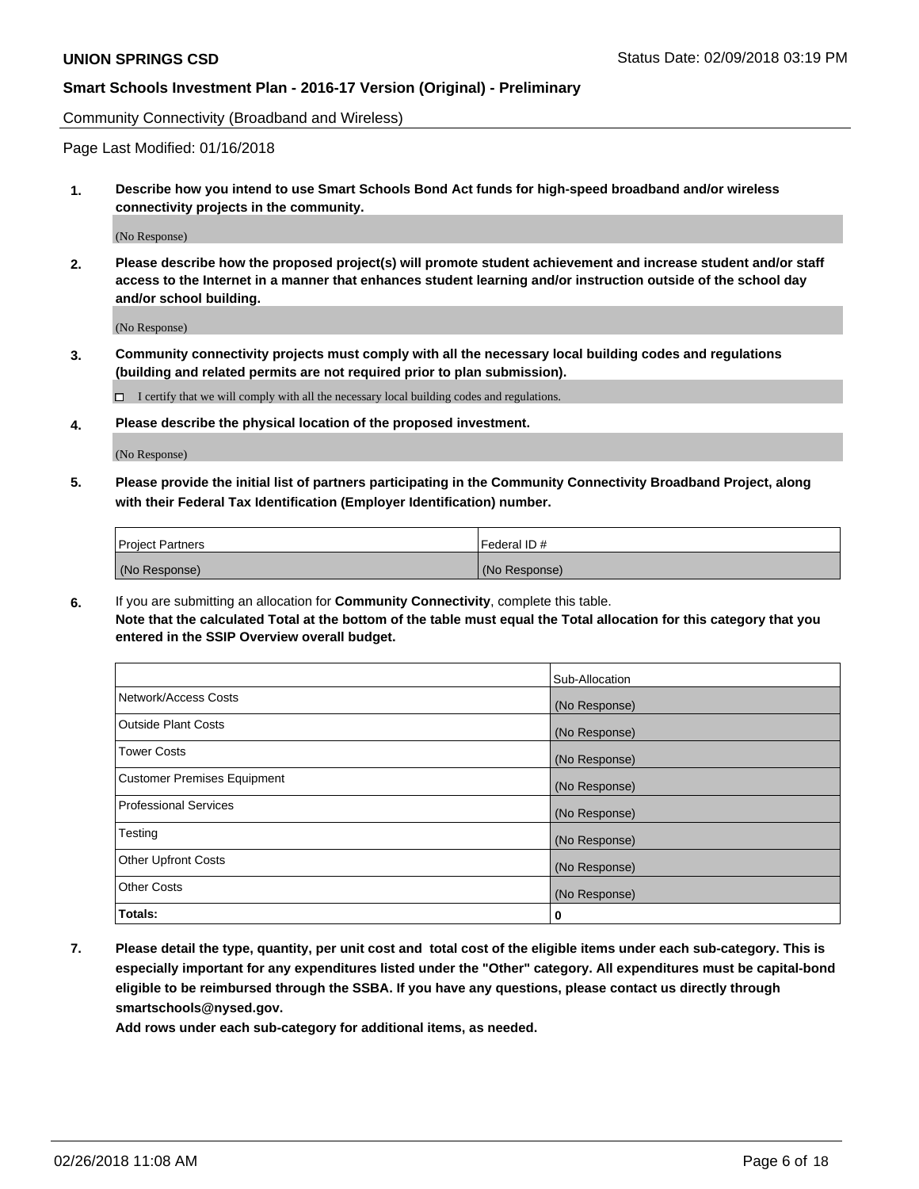Community Connectivity (Broadband and Wireless)

Page Last Modified: 01/16/2018

**1. Describe how you intend to use Smart Schools Bond Act funds for high-speed broadband and/or wireless connectivity projects in the community.**

(No Response)

**2. Please describe how the proposed project(s) will promote student achievement and increase student and/or staff access to the Internet in a manner that enhances student learning and/or instruction outside of the school day and/or school building.**

(No Response)

**3. Community connectivity projects must comply with all the necessary local building codes and regulations (building and related permits are not required prior to plan submission).**

☐ I certify that we will comply with all the necessary local building codes and regulations.

**4. Please describe the physical location of the proposed investment.**

(No Response)

**5. Please provide the initial list of partners participating in the Community Connectivity Broadband Project, along with their Federal Tax Identification (Employer Identification) number.**

| Project Partners | Federal ID # |
|---|---|
| (No Response) | (No Response) |

**6.** If you are submitting an allocation for **Community Connectivity**, complete this table.
**Note that the calculated Total at the bottom of the table must equal the Total allocation for this category that you entered in the SSIP Overview overall budget.**

| | Sub-Allocation |
|---|---|
| Network/Access Costs | (No Response) |
| Outside Plant Costs | (No Response) |
| Tower Costs | (No Response) |
| Customer Premises Equipment | (No Response) |
| Professional Services | (No Response) |
| Testing | (No Response) |
| Other Upfront Costs | (No Response) |
| Other Costs | (No Response) |
| **Totals:** | **0** |

**7. Please detail the type, quantity, per unit cost and total cost of the eligible items under each sub-category. This is especially important for any expenditures listed under the "Other" category. All expenditures must be capital-bond eligible to be reimbursed through the SSBA. If you have any questions, please contact us directly through smartschools@nysed.gov.**

**Add rows under each sub-category for additional items, as needed.**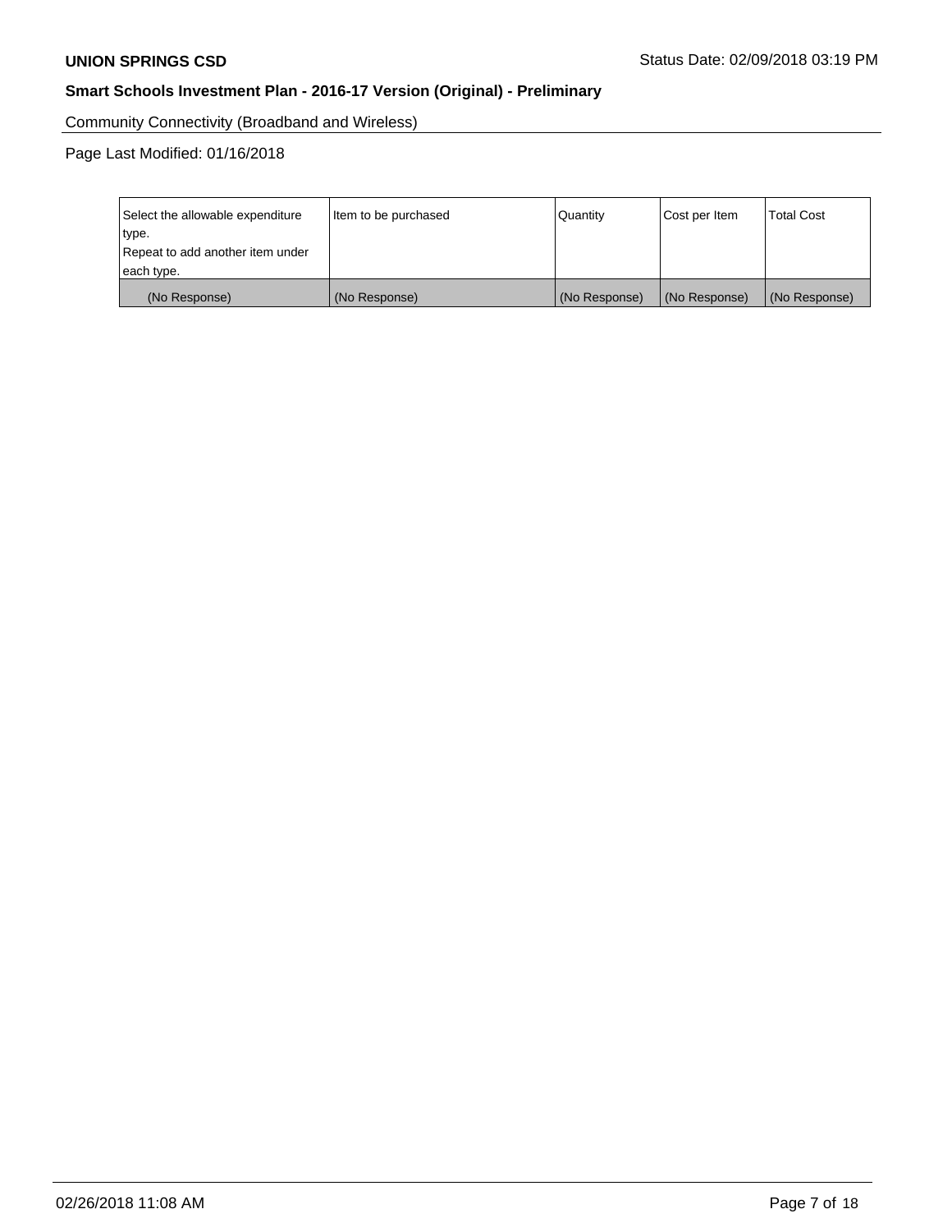Community Connectivity (Broadband and Wireless)

Page Last Modified: 01/16/2018

| Select the allowable expenditure type.<br>Repeat to add another item under each type. | Item to be purchased | Quantity | Cost per Item | Total Cost |
|---|---|---|---|---|
| (No Response) | (No Response) | (No Response) | (No Response) | (No Response) |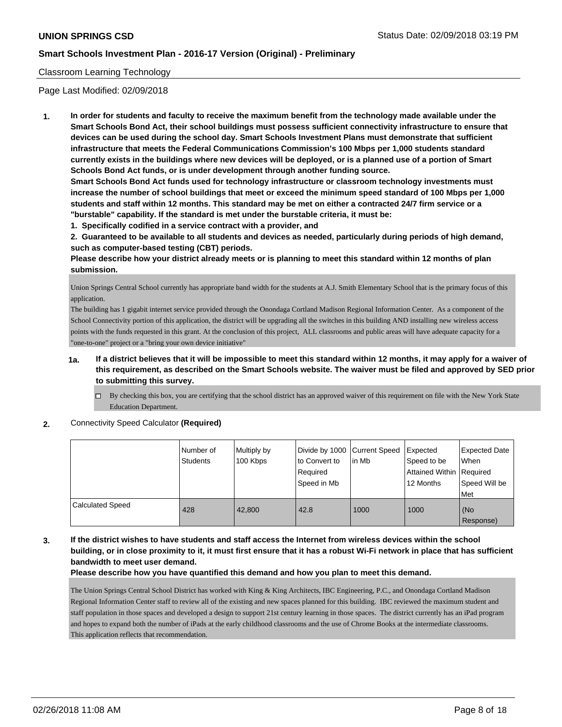Classroom Learning Technology

Page Last Modified: 02/09/2018

**1. In order for students and faculty to receive the maximum benefit from the technology made available under the Smart Schools Bond Act, their school buildings must possess sufficient connectivity infrastructure to ensure that devices can be used during the school day. Smart Schools Investment Plans must demonstrate that sufficient infrastructure that meets the Federal Communications Commission's 100 Mbps per 1,000 students standard currently exists in the buildings where new devices will be deployed, or is a planned use of a portion of Smart Schools Bond Act funds, or is under development through another funding source.**

**Smart Schools Bond Act funds used for technology infrastructure or classroom technology investments must increase the number of school buildings that meet or exceed the minimum speed standard of 100 Mbps per 1,000 students and staff within 12 months. This standard may be met on either a contracted 24/7 firm service or a "burstable" capability. If the standard is met under the burstable criteria, it must be:**

**1. Specifically codified in a service contract with a provider, and**

**2. Guaranteed to be available to all students and devices as needed, particularly during periods of high demand, such as computer-based testing (CBT) periods.**

**Please describe how your district already meets or is planning to meet this standard within 12 months of plan submission.**

Union Springs Central School currently has appropriate band width for the students at A.J. Smith Elementary School that is the primary focus of this application.
The building has 1 gigabit internet service provided through the Onondaga Cortland Madison Regional Information Center. As a component of the School Connectivity portion of this application, the district will be upgrading all the switches in this building AND installing new wireless access points with the funds requested in this grant. At the conclusion of this project, ALL classrooms and public areas will have adequate capacity for a "one-to-one" project or a "bring your own device initiative"

**1a. If a district believes that it will be impossible to meet this standard within 12 months, it may apply for a waiver of this requirement, as described on the Smart Schools website. The waiver must be filed and approved by SED prior to submitting this survey.**

☐ By checking this box, you are certifying that the school district has an approved waiver of this requirement on file with the New York State Education Department.

**2.** Connectivity Speed Calculator **(Required)**

| | Number of Students | Multiply by 100 Kbps | Divide by 1000 to Convert to Required Speed in Mb | Current Speed in Mb | Expected Speed to be Attained Within 12 Months | Expected Date When Required Speed Will be Met |
|---|---|---|---|---|---|---|
| Calculated Speed | 428 | 42,800 | 42.8 | 1000 | 1000 | (No Response) |

**3. If the district wishes to have students and staff access the Internet from wireless devices within the school building, or in close proximity to it, it must first ensure that it has a robust Wi-Fi network in place that has sufficient bandwidth to meet user demand.**

**Please describe how you have quantified this demand and how you plan to meet this demand.**

The Union Springs Central School District has worked with King & King Architects, IBC Engineering, P.C., and Onondaga Cortland Madison Regional Information Center staff to review all of the existing and new spaces planned for this building. IBC reviewed the maximum student and staff population in those spaces and developed a design to support 21st century learning in those spaces. The district currently has an iPad program and hopes to expand both the number of iPads at the early childhood classrooms and the use of Chrome Books at the intermediate classrooms.
This application reflects that recommendation.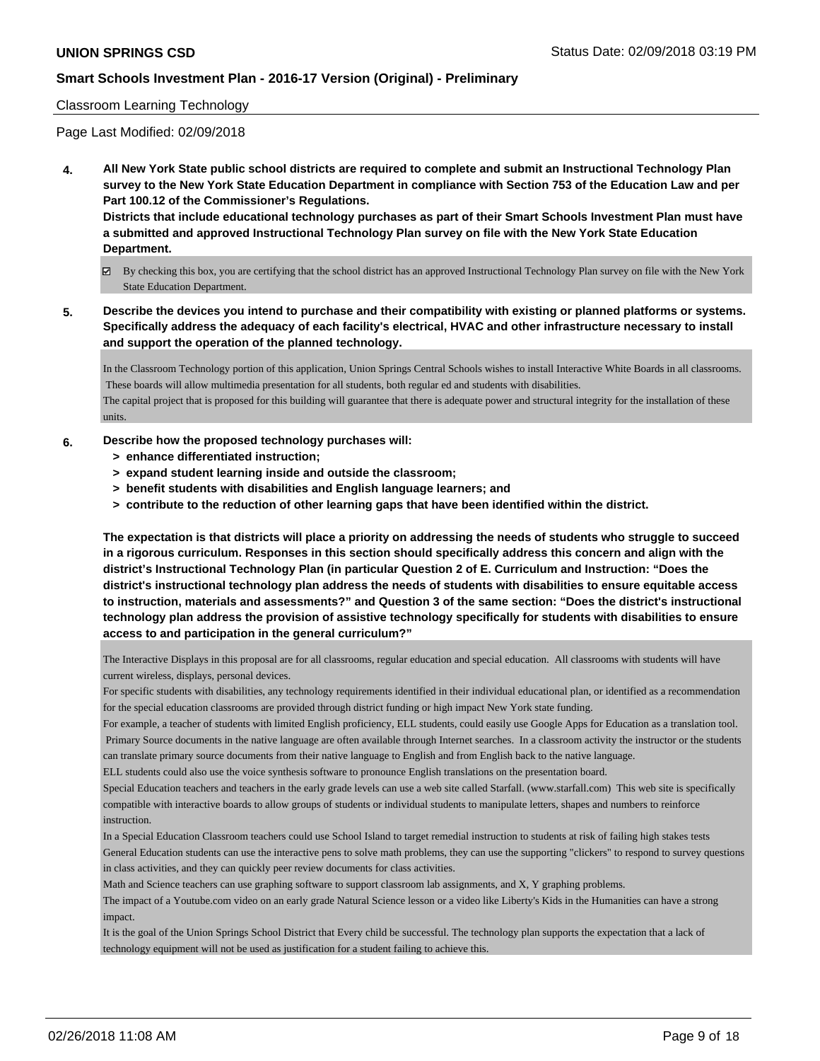Classroom Learning Technology

Page Last Modified: 02/09/2018

**4. All New York State public school districts are required to complete and submit an Instructional Technology Plan survey to the New York State Education Department in compliance with Section 753 of the Education Law and per Part 100.12 of the Commissioner's Regulations.**
**Districts that include educational technology purchases as part of their Smart Schools Investment Plan must have a submitted and approved Instructional Technology Plan survey on file with the New York State Education Department.**

☑ By checking this box, you are certifying that the school district has an approved Instructional Technology Plan survey on file with the New York State Education Department.

**5. Describe the devices you intend to purchase and their compatibility with existing or planned platforms or systems. Specifically address the adequacy of each facility's electrical, HVAC and other infrastructure necessary to install and support the operation of the planned technology.**

In the Classroom Technology portion of this application, Union Springs Central Schools wishes to install Interactive White Boards in all classrooms. These boards will allow multimedia presentation for all students, both regular ed and students with disabilities.
The capital project that is proposed for this building will guarantee that there is adequate power and structural integrity for the installation of these units.

**6. Describe how the proposed technology purchases will:**
- **> enhance differentiated instruction;**
- **> expand student learning inside and outside the classroom;**
- **> benefit students with disabilities and English language learners; and**
- **> contribute to the reduction of other learning gaps that have been identified within the district.**

**The expectation is that districts will place a priority on addressing the needs of students who struggle to succeed in a rigorous curriculum. Responses in this section should specifically address this concern and align with the district's Instructional Technology Plan (in particular Question 2 of E. Curriculum and Instruction: "Does the district's instructional technology plan address the needs of students with disabilities to ensure equitable access to instruction, materials and assessments?" and Question 3 of the same section: "Does the district's instructional technology plan address the provision of assistive technology specifically for students with disabilities to ensure access to and participation in the general curriculum?"**

The Interactive Displays in this proposal are for all classrooms, regular education and special education. All classrooms with students will have current wireless, displays, personal devices.
For specific students with disabilities, any technology requirements identified in their individual educational plan, or identified as a recommendation for the special education classrooms are provided through district funding or high impact New York state funding.
For example, a teacher of students with limited English proficiency, ELL students, could easily use Google Apps for Education as a translation tool. Primary Source documents in the native language are often available through Internet searches. In a classroom activity the instructor or the students can translate primary source documents from their native language to English and from English back to the native language.
ELL students could also use the voice synthesis software to pronounce English translations on the presentation board.
Special Education teachers and teachers in the early grade levels can use a web site called Starfall. (www.starfall.com) This web site is specifically compatible with interactive boards to allow groups of students or individual students to manipulate letters, shapes and numbers to reinforce instruction.
In a Special Education Classroom teachers could use School Island to target remedial instruction to students at risk of failing high stakes tests
General Education students can use the interactive pens to solve math problems, they can use the supporting "clickers" to respond to survey questions in class activities, and they can quickly peer review documents for class activities.
Math and Science teachers can use graphing software to support classroom lab assignments, and X, Y graphing problems.
The impact of a Youtube.com video on an early grade Natural Science lesson or a video like Liberty's Kids in the Humanities can have a strong impact.
It is the goal of the Union Springs School District that Every child be successful. The technology plan supports the expectation that a lack of technology equipment will not be used as justification for a student failing to achieve this.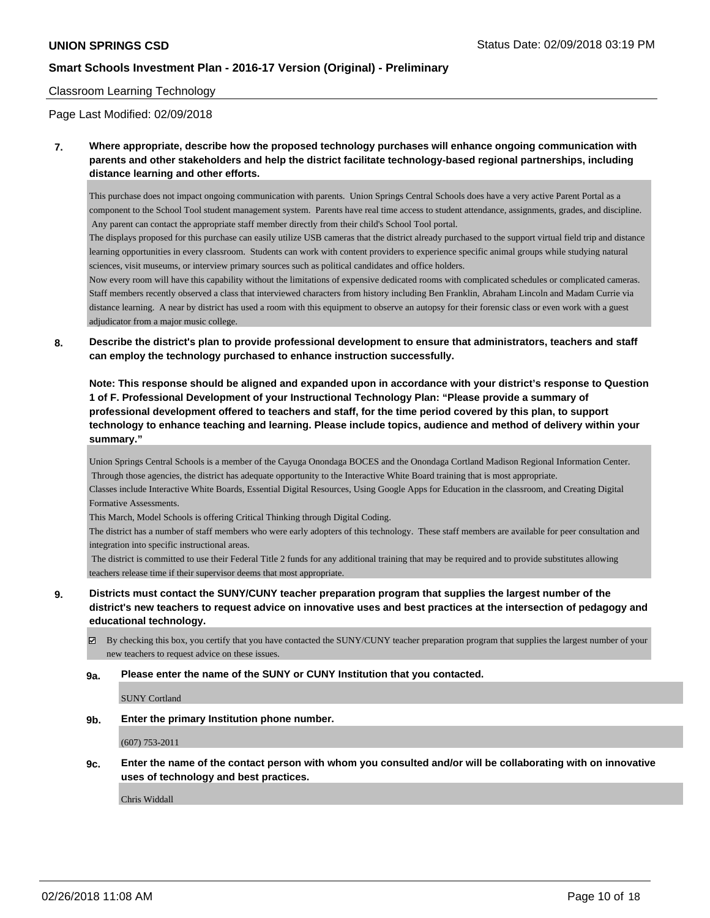Classroom Learning Technology

Page Last Modified: 02/09/2018

**7. Where appropriate, describe how the proposed technology purchases will enhance ongoing communication with parents and other stakeholders and help the district facilitate technology-based regional partnerships, including distance learning and other efforts.**

This purchase does not impact ongoing communication with parents. Union Springs Central Schools does have a very active Parent Portal as a component to the School Tool student management system. Parents have real time access to student attendance, assignments, grades, and discipline. Any parent can contact the appropriate staff member directly from their child's School Tool portal.

The displays proposed for this purchase can easily utilize USB cameras that the district already purchased to the support virtual field trip and distance learning opportunities in every classroom. Students can work with content providers to experience specific animal groups while studying natural sciences, visit museums, or interview primary sources such as political candidates and office holders.

Now every room will have this capability without the limitations of expensive dedicated rooms with complicated schedules or complicated cameras. Staff members recently observed a class that interviewed characters from history including Ben Franklin, Abraham Lincoln and Madam Currie via distance learning. A near by district has used a room with this equipment to observe an autopsy for their forensic class or even work with a guest adjudicator from a major music college.

**8. Describe the district's plan to provide professional development to ensure that administrators, teachers and staff can employ the technology purchased to enhance instruction successfully.**

**Note: This response should be aligned and expanded upon in accordance with your district's response to Question 1 of F. Professional Development of your Instructional Technology Plan: "Please provide a summary of professional development offered to teachers and staff, for the time period covered by this plan, to support technology to enhance teaching and learning. Please include topics, audience and method of delivery within your summary."**

Union Springs Central Schools is a member of the Cayuga Onondaga BOCES and the Onondaga Cortland Madison Regional Information Center. Through those agencies, the district has adequate opportunity to the Interactive White Board training that is most appropriate.

Classes include Interactive White Boards, Essential Digital Resources, Using Google Apps for Education in the classroom, and Creating Digital Formative Assessments.

This March, Model Schools is offering Critical Thinking through Digital Coding.

The district has a number of staff members who were early adopters of this technology. These staff members are available for peer consultation and integration into specific instructional areas.

The district is committed to use their Federal Title 2 funds for any additional training that may be required and to provide substitutes allowing teachers release time if their supervisor deems that most appropriate.

**9. Districts must contact the SUNY/CUNY teacher preparation program that supplies the largest number of the district's new teachers to request advice on innovative uses and best practices at the intersection of pedagogy and educational technology.**

☑ By checking this box, you certify that you have contacted the SUNY/CUNY teacher preparation program that supplies the largest number of your new teachers to request advice on these issues.

**9a. Please enter the name of the SUNY or CUNY Institution that you contacted.**

SUNY Cortland

**9b. Enter the primary Institution phone number.**

(607) 753-2011

**9c. Enter the name of the contact person with whom you consulted and/or will be collaborating with on innovative uses of technology and best practices.**

Chris Widdall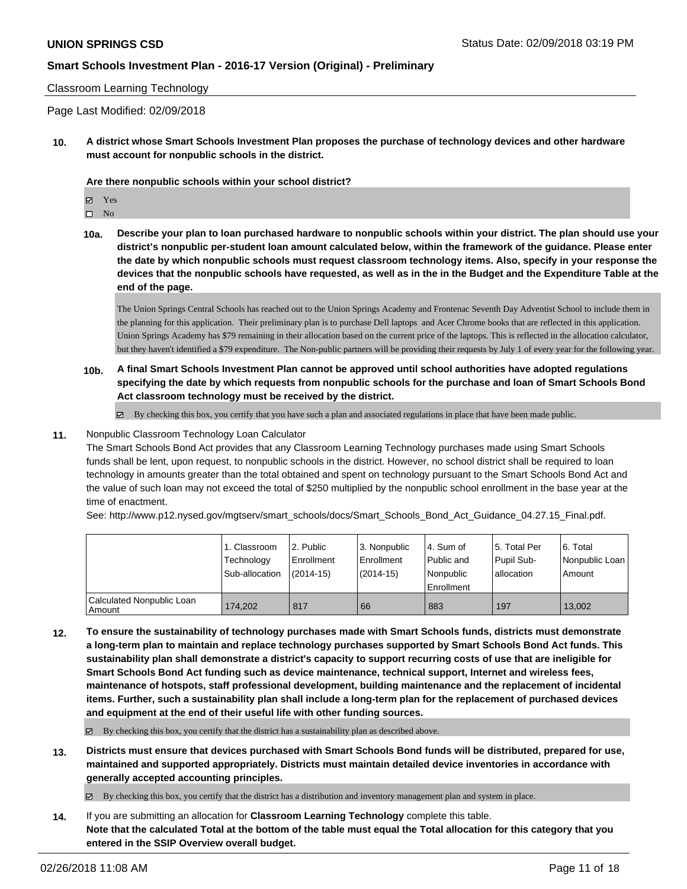## Classroom Learning Technology

Page Last Modified: 02/09/2018

**10. A district whose Smart Schools Investment Plan proposes the purchase of technology devices and other hardware must account for nonpublic schools in the district.**

**Are there nonpublic schools within your school district?**

- ☑ Yes
- ☐ No

**10a. Describe your plan to loan purchased hardware to nonpublic schools within your district. The plan should use your district's nonpublic per-student loan amount calculated below, within the framework of the guidance. Please enter the date by which nonpublic schools must request classroom technology items. Also, specify in your response the devices that the nonpublic schools have requested, as well as in the in the Budget and the Expenditure Table at the end of the page.**

The Union Springs Central Schools has reached out to the Union Springs Academy and Frontenac Seventh Day Adventist School to include them in the planning for this application. Their preliminary plan is to purchase Dell laptops and Acer Chrome books that are reflected in this application. Union Springs Academy has $79 remaining in their allocation based on the current price of the laptops. This is reflected in the allocation calculator, but they haven't identified a $79 expenditure. The Non-public partners will be providing their requests by July 1 of every year for the following year.

**10b. A final Smart Schools Investment Plan cannot be approved until school authorities have adopted regulations specifying the date by which requests from nonpublic schools for the purchase and loan of Smart Schools Bond Act classroom technology must be received by the district.**

☑ By checking this box, you certify that you have such a plan and associated regulations in place that have been made public.

**11.** Nonpublic Classroom Technology Loan Calculator

The Smart Schools Bond Act provides that any Classroom Learning Technology purchases made using Smart Schools funds shall be lent, upon request, to nonpublic schools in the district. However, no school district shall be required to loan technology in amounts greater than the total obtained and spent on technology pursuant to the Smart Schools Bond Act and the value of such loan may not exceed the total of $250 multiplied by the nonpublic school enrollment in the base year at the time of enactment.

See: http://www.p12.nysed.gov/mgtserv/smart_schools/docs/Smart_Schools_Bond_Act_Guidance_04.27.15_Final.pdf.

| | 1. Classroom Technology Sub-allocation | 2. Public Enrollment (2014-15) | 3. Nonpublic Enrollment (2014-15) | 4. Sum of Public and Nonpublic Enrollment | 5. Total Per Pupil Sub-allocation | 6. Total Nonpublic Loan Amount |
|---|---|---|---|---|---|---|
| Calculated Nonpublic Loan Amount | 174,202 | 817 | 66 | 883 | 197 | 13,002 |

**12. To ensure the sustainability of technology purchases made with Smart Schools funds, districts must demonstrate a long-term plan to maintain and replace technology purchases supported by Smart Schools Bond Act funds. This sustainability plan shall demonstrate a district's capacity to support recurring costs of use that are ineligible for Smart Schools Bond Act funding such as device maintenance, technical support, Internet and wireless fees, maintenance of hotspots, staff professional development, building maintenance and the replacement of incidental items. Further, such a sustainability plan shall include a long-term plan for the replacement of purchased devices and equipment at the end of their useful life with other funding sources.**

☑ By checking this box, you certify that the district has a sustainability plan as described above.

**13. Districts must ensure that devices purchased with Smart Schools Bond funds will be distributed, prepared for use, maintained and supported appropriately. Districts must maintain detailed device inventories in accordance with generally accepted accounting principles.**

☑ By checking this box, you certify that the district has a distribution and inventory management plan and system in place.

**14.** If you are submitting an allocation for **Classroom Learning Technology** complete this table.
**Note that the calculated Total at the bottom of the table must equal the Total allocation for this category that you entered in the SSIP Overview overall budget.**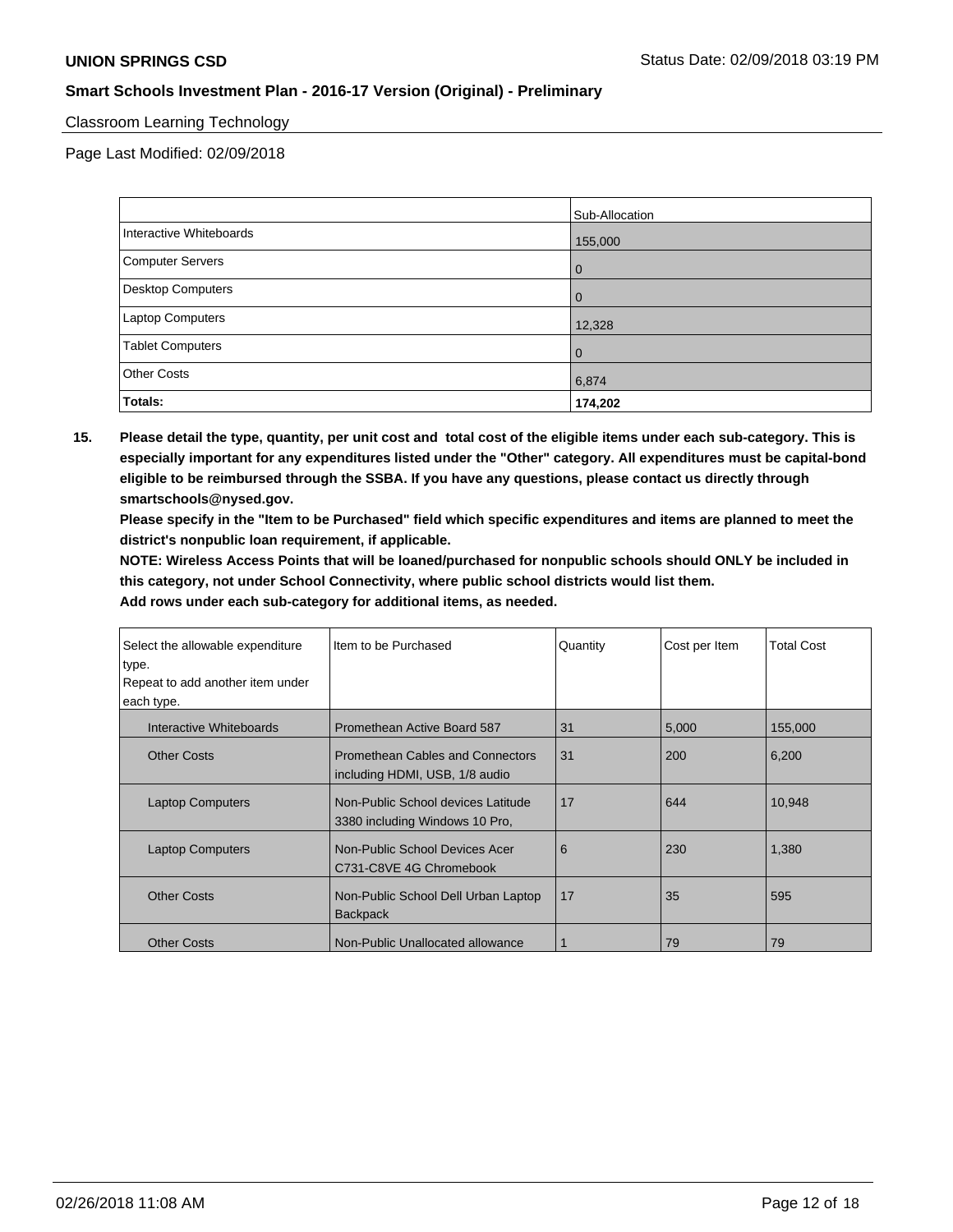Classroom Learning Technology

Page Last Modified: 02/09/2018

| | Sub-Allocation |
|---|---|
| Interactive Whiteboards | 155,000 |
| Computer Servers | 0 |
| Desktop Computers | 0 |
| Laptop Computers | 12,328 |
| Tablet Computers | 0 |
| Other Costs | 6,874 |
| **Totals:** | **174,202** |

**15. Please detail the type, quantity, per unit cost and total cost of the eligible items under each sub-category. This is especially important for any expenditures listed under the "Other" category. All expenditures must be capital-bond eligible to be reimbursed through the SSBA. If you have any questions, please contact us directly through smartschools@nysed.gov.**

**Please specify in the "Item to be Purchased" field which specific expenditures and items are planned to meet the district's nonpublic loan requirement, if applicable.**

**NOTE: Wireless Access Points that will be loaned/purchased for nonpublic schools should ONLY be included in this category, not under School Connectivity, where public school districts would list them.**

**Add rows under each sub-category for additional items, as needed.**

| Select the allowable expenditure type. Repeat to add another item under each type. | Item to be Purchased | Quantity | Cost per Item | Total Cost |
|---|---|---|---|---|
| Interactive Whiteboards | Promethean Active Board 587 | 31 | 5,000 | 155,000 |
| Other Costs | Promethean Cables and Connectors including HDMI, USB, 1/8 audio | 31 | 200 | 6,200 |
| Laptop Computers | Non-Public School devices Latitude 3380 including Windows 10 Pro, | 17 | 644 | 10,948 |
| Laptop Computers | Non-Public School Devices Acer C731-C8VE 4G Chromebook | 6 | 230 | 1,380 |
| Other Costs | Non-Public School Dell Urban Laptop Backpack | 17 | 35 | 595 |
| Other Costs | Non-Public Unallocated allowance | 1 | 79 | 79 |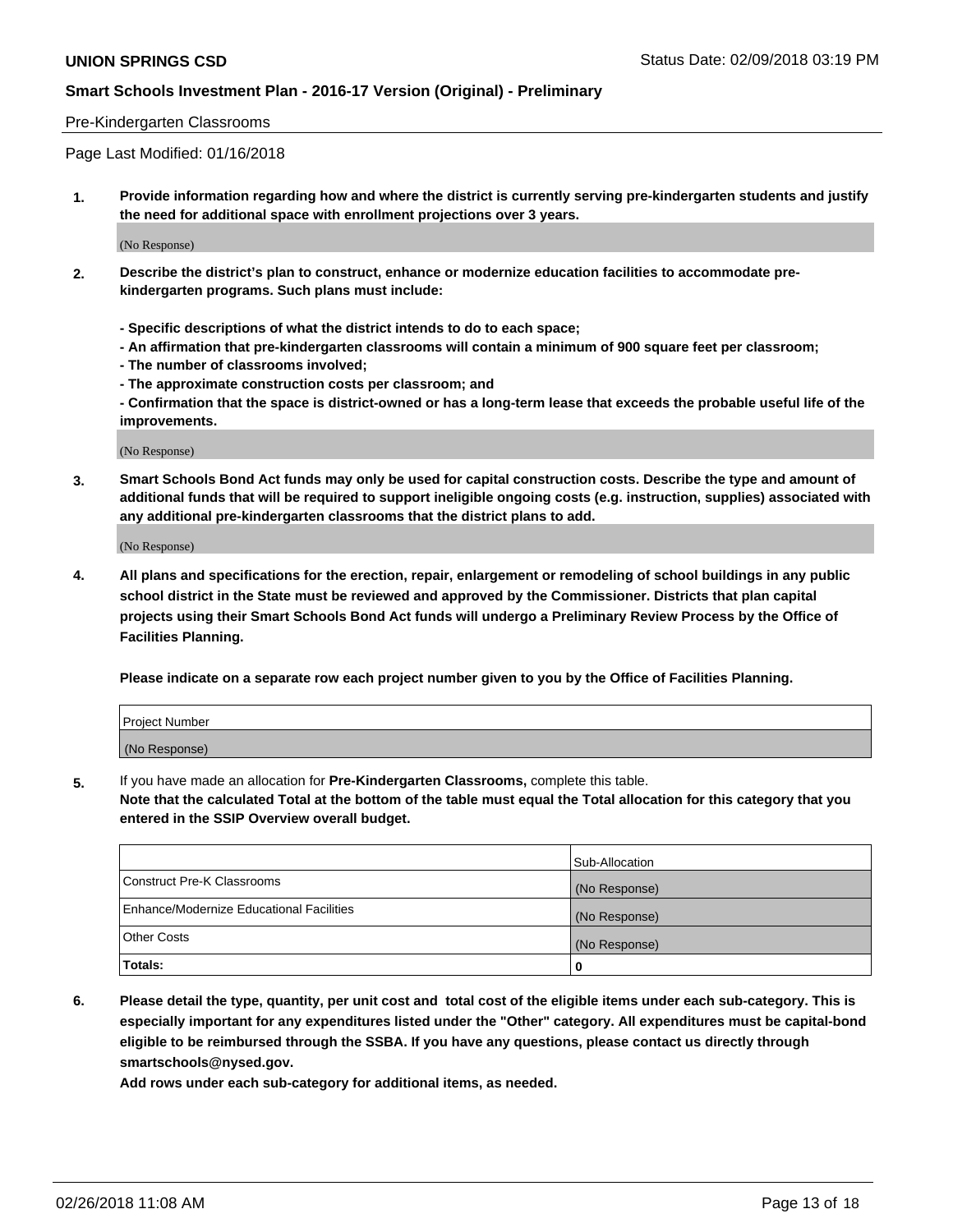Pre-Kindergarten Classrooms

Page Last Modified: 01/16/2018

1. **Provide information regarding how and where the district is currently serving pre-kindergarten students and justify the need for additional space with enrollment projections over 3 years.**

(No Response)

2. **Describe the district's plan to construct, enhance or modernize education facilities to accommodate pre-kindergarten programs. Such plans must include:**

   **- Specific descriptions of what the district intends to do to each space;**
   **- An affirmation that pre-kindergarten classrooms will contain a minimum of 900 square feet per classroom;**
   **- The number of classrooms involved;**
   **- The approximate construction costs per classroom; and**
   **- Confirmation that the space is district-owned or has a long-term lease that exceeds the probable useful life of the improvements.**

(No Response)

3. **Smart Schools Bond Act funds may only be used for capital construction costs. Describe the type and amount of additional funds that will be required to support ineligible ongoing costs (e.g. instruction, supplies) associated with any additional pre-kindergarten classrooms that the district plans to add.**

(No Response)

4. **All plans and specifications for the erection, repair, enlargement or remodeling of school buildings in any public school district in the State must be reviewed and approved by the Commissioner. Districts that plan capital projects using their Smart Schools Bond Act funds will undergo a Preliminary Review Process by the Office of Facilities Planning.**

   **Please indicate on a separate row each project number given to you by the Office of Facilities Planning.**

| Project Number |
| --- |
| (No Response) |

5. If you have made an allocation for **Pre-Kindergarten Classrooms,** complete this table.
   **Note that the calculated Total at the bottom of the table must equal the Total allocation for this category that you entered in the SSIP Overview overall budget.**

| | Sub-Allocation |
| --- | --- |
| Construct Pre-K Classrooms | (No Response) |
| Enhance/Modernize Educational Facilities | (No Response) |
| Other Costs | (No Response) |
| **Totals:** | **0** |

6. **Please detail the type, quantity, per unit cost and total cost of the eligible items under each sub-category. This is especially important for any expenditures listed under the "Other" category. All expenditures must be capital-bond eligible to be reimbursed through the SSBA. If you have any questions, please contact us directly through smartschools@nysed.gov.**

   **Add rows under each sub-category for additional items, as needed.**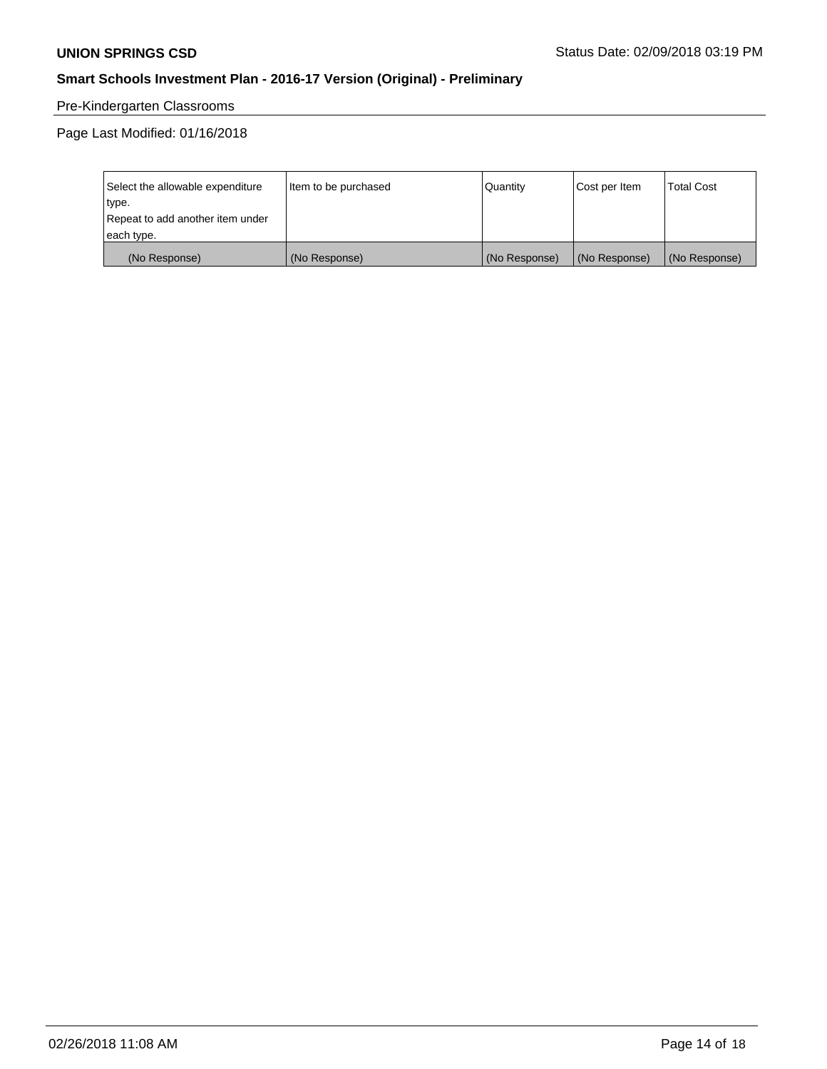Pre-Kindergarten Classrooms

Page Last Modified: 01/16/2018

| Select the allowable expenditure type. Repeat to add another item under each type. | Item to be purchased | Quantity | Cost per Item | Total Cost |
|---|---|---|---|---|
| (No Response) | (No Response) | (No Response) | (No Response) | (No Response) |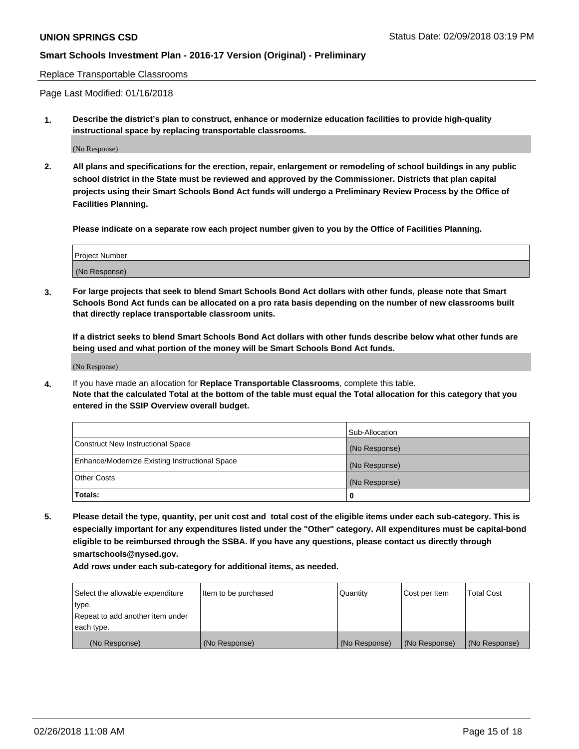Replace Transportable Classrooms

Page Last Modified: 01/16/2018

**1. Describe the district's plan to construct, enhance or modernize education facilities to provide high-quality instructional space by replacing transportable classrooms.**

(No Response)

**2. All plans and specifications for the erection, repair, enlargement or remodeling of school buildings in any public school district in the State must be reviewed and approved by the Commissioner. Districts that plan capital projects using their Smart Schools Bond Act funds will undergo a Preliminary Review Process by the Office of Facilities Planning.**

**Please indicate on a separate row each project number given to you by the Office of Facilities Planning.**

| Project Number |
| --- |
| (No Response) |

**3. For large projects that seek to blend Smart Schools Bond Act dollars with other funds, please note that Smart Schools Bond Act funds can be allocated on a pro rata basis depending on the number of new classrooms built that directly replace transportable classroom units.**

**If a district seeks to blend Smart Schools Bond Act dollars with other funds describe below what other funds are being used and what portion of the money will be Smart Schools Bond Act funds.**

(No Response)

**4.** If you have made an allocation for **Replace Transportable Classrooms**, complete this table. **Note that the calculated Total at the bottom of the table must equal the Total allocation for this category that you entered in the SSIP Overview overall budget.**

| | Sub-Allocation |
| --- | --- |
| Construct New Instructional Space | (No Response) |
| Enhance/Modernize Existing Instructional Space | (No Response) |
| Other Costs | (No Response) |
| **Totals:** | **0** |

**5. Please detail the type, quantity, per unit cost and total cost of the eligible items under each sub-category. This is especially important for any expenditures listed under the "Other" category. All expenditures must be capital-bond eligible to be reimbursed through the SSBA. If you have any questions, please contact us directly through smartschools@nysed.gov.**

**Add rows under each sub-category for additional items, as needed.**

| Select the allowable expenditure type. Repeat to add another item under each type. | Item to be purchased | Quantity | Cost per Item | Total Cost |
| --- | --- | --- | --- | --- |
| (No Response) | (No Response) | (No Response) | (No Response) | (No Response) |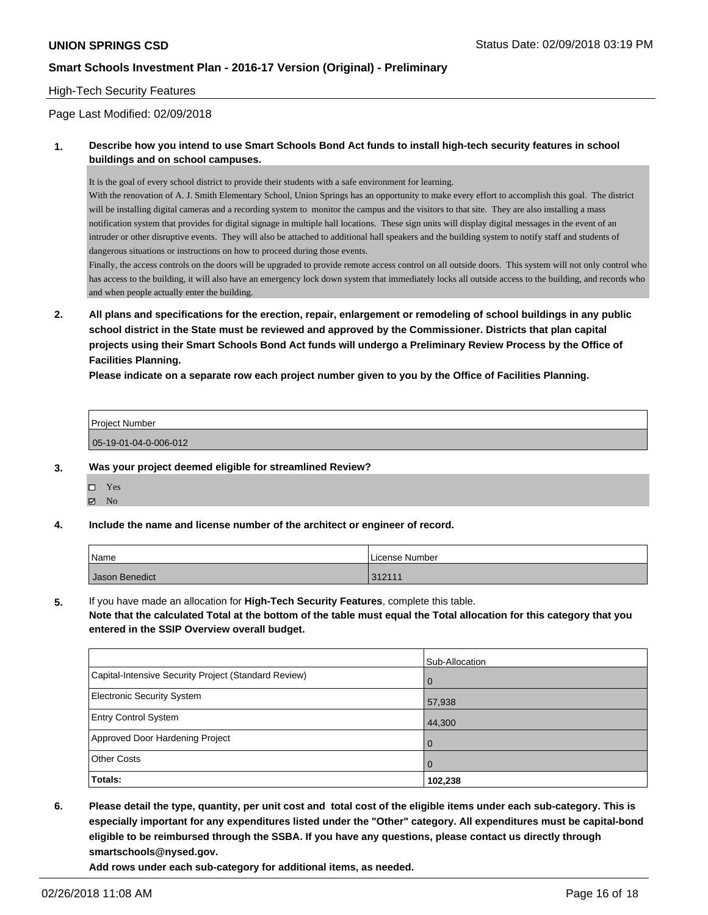High-Tech Security Features

Page Last Modified: 02/09/2018

**1. Describe how you intend to use Smart Schools Bond Act funds to install high-tech security features in school buildings and on school campuses.**

It is the goal of every school district to provide their students with a safe environment for learning.
With the renovation of A. J. Smith Elementary School, Union Springs has an opportunity to make every effort to accomplish this goal. The district will be installing digital cameras and a recording system to monitor the campus and the visitors to that site. They are also installing a mass notification system that provides for digital signage in multiple hall locations. These sign units will display digital messages in the event of an intruder or other disruptive events. They will also be attached to additional hall speakers and the building system to notify staff and students of dangerous situations or instructions on how to proceed during those events.
Finally, the access controls on the doors will be upgraded to provide remote access control on all outside doors. This system will not only control who has access to the building, it will also have an emergency lock down system that immediately locks all outside access to the building, and records who and when people actually enter the building.

**2. All plans and specifications for the erection, repair, enlargement or remodeling of school buildings in any public school district in the State must be reviewed and approved by the Commissioner. Districts that plan capital projects using their Smart Schools Bond Act funds will undergo a Preliminary Review Process by the Office of Facilities Planning.**

**Please indicate on a separate row each project number given to you by the Office of Facilities Planning.**

| Project Number |
| --- |
| 05-19-01-04-0-006-012 |

**3. Was your project deemed eligible for streamlined Review?**

- ☐ Yes
- ☑ No

**4. Include the name and license number of the architect or engineer of record.**

| Name | License Number |
| --- | --- |
| Jason Benedict | 312111 |

**5.** If you have made an allocation for **High-Tech Security Features**, complete this table.
**Note that the calculated Total at the bottom of the table must equal the Total allocation for this category that you entered in the SSIP Overview overall budget.**

| | Sub-Allocation |
| --- | --- |
| Capital-Intensive Security Project (Standard Review) | 0 |
| Electronic Security System | 57,938 |
| Entry Control System | 44,300 |
| Approved Door Hardening Project | 0 |
| Other Costs | 0 |
| **Totals:** | **102,238** |

**6. Please detail the type, quantity, per unit cost and total cost of the eligible items under each sub-category. This is especially important for any expenditures listed under the "Other" category. All expenditures must be capital-bond eligible to be reimbursed through the SSBA. If you have any questions, please contact us directly through smartschools@nysed.gov.**

**Add rows under each sub-category for additional items, as needed.**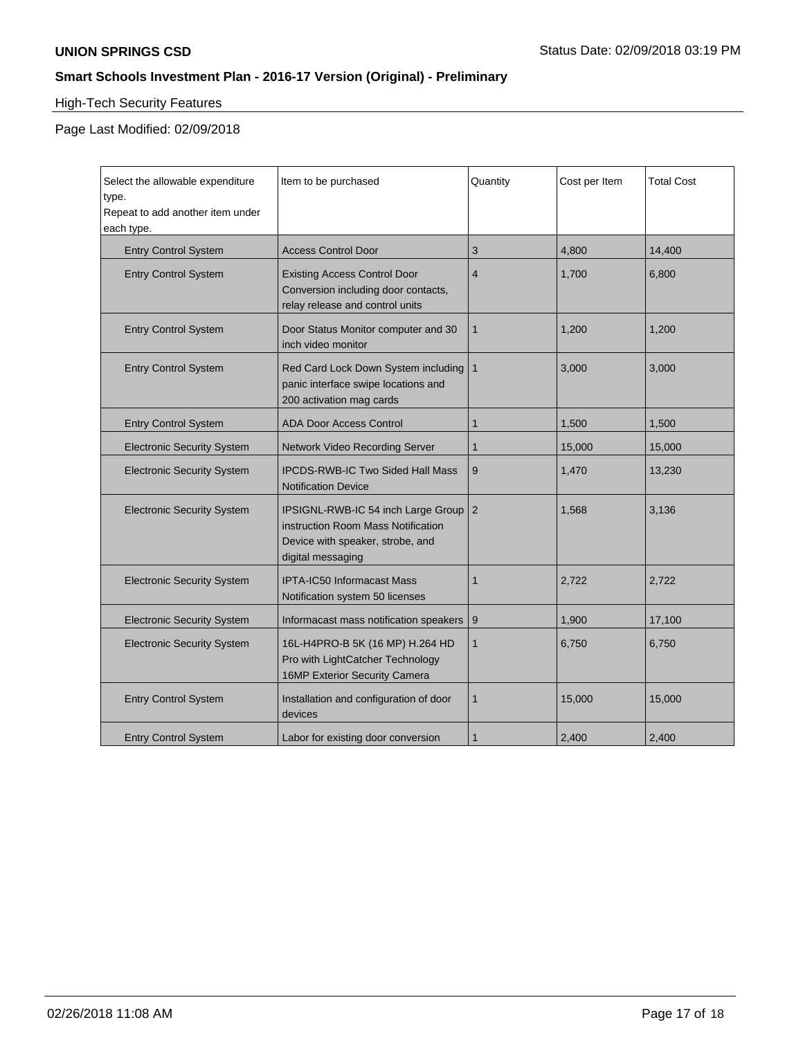## High-Tech Security Features

Page Last Modified: 02/09/2018

| Select the allowable expenditure type. Repeat to add another item under each type. | Item to be purchased | Quantity | Cost per Item | Total Cost |
|---|---|---|---|---|
| Entry Control System | Access Control Door | 3 | 4,800 | 14,400 |
| Entry Control System | Existing Access Control Door Conversion including door contacts, relay release and control units | 4 | 1,700 | 6,800 |
| Entry Control System | Door Status Monitor computer and 30 inch video monitor | 1 | 1,200 | 1,200 |
| Entry Control System | Red Card Lock Down System including panic interface swipe locations and 200 activation mag cards | 1 | 3,000 | 3,000 |
| Entry Control System | ADA Door Access Control | 1 | 1,500 | 1,500 |
| Electronic Security System | Network Video Recording Server | 1 | 15,000 | 15,000 |
| Electronic Security System | IPCDS-RWB-IC Two Sided Hall Mass Notification Device | 9 | 1,470 | 13,230 |
| Electronic Security System | IPSIGNL-RWB-IC 54 inch Large Group instruction Room Mass Notification Device with speaker, strobe, and digital messaging | 2 | 1,568 | 3,136 |
| Electronic Security System | IPTA-IC50 Informacast Mass Notification system 50 licenses | 1 | 2,722 | 2,722 |
| Electronic Security System | Informacast mass notification speakers | 9 | 1,900 | 17,100 |
| Electronic Security System | 16L-H4PRO-B 5K (16 MP) H.264 HD Pro with LightCatcher Technology 16MP Exterior Security Camera | 1 | 6,750 | 6,750 |
| Entry Control System | Installation and configuration of door devices | 1 | 15,000 | 15,000 |
| Entry Control System | Labor for existing door conversion | 1 | 2,400 | 2,400 |